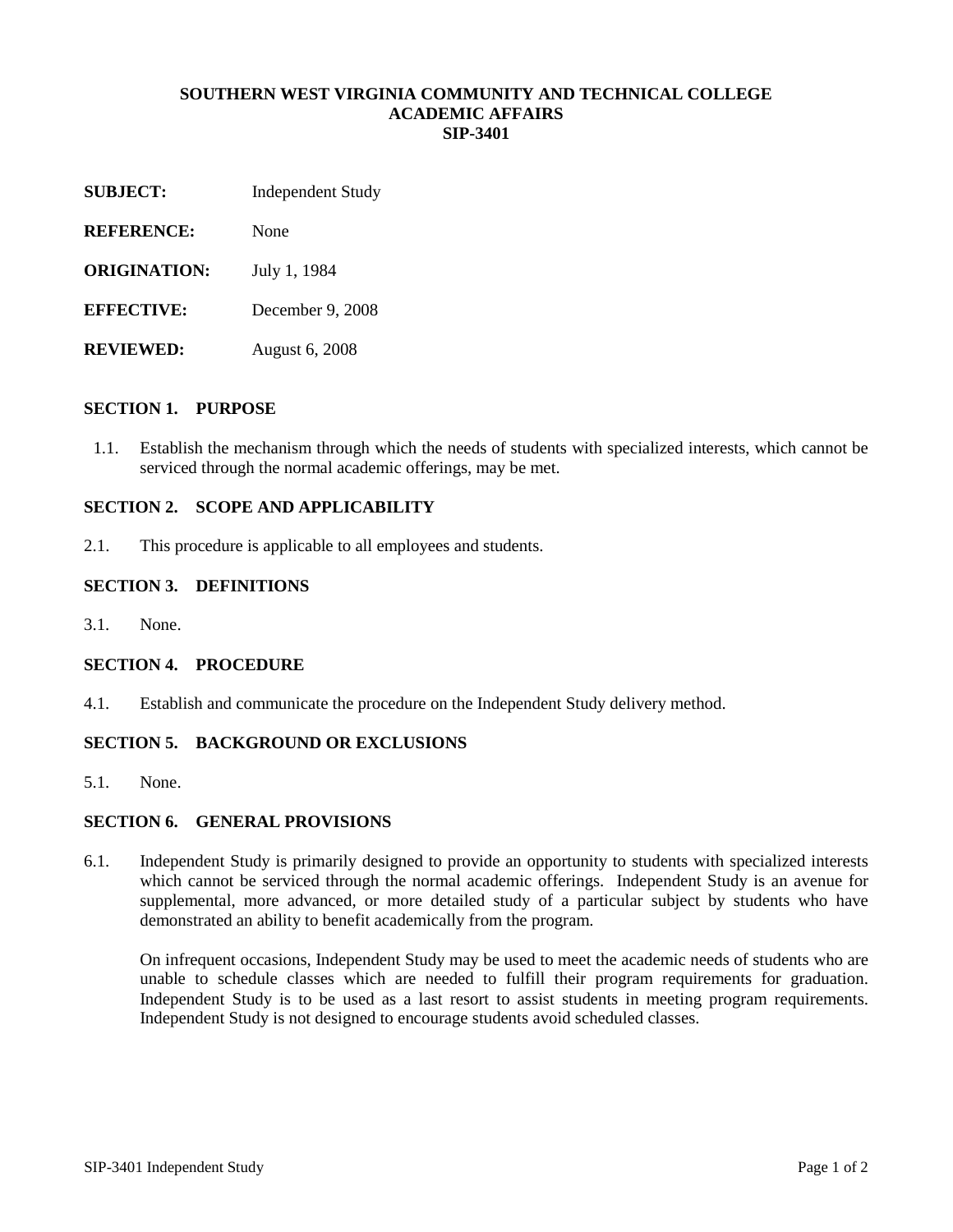# SOUTHERN WEST VIRGINIA COMMUNITY AND TECHNICAL COLLEGE
## ACADEMIC AFFAIRS
## SIP-3401

**SUBJECT:** Independent Study

**REFERENCE:** None

**ORIGINATION:** July 1, 1984

**EFFECTIVE:** December 9, 2008

**REVIEWED:** August 6, 2008

### SECTION 1. PURPOSE

1.1. Establish the mechanism through which the needs of students with specialized interests, which cannot be serviced through the normal academic offerings, may be met.

### SECTION 2. SCOPE AND APPLICABILITY

2.1. This procedure is applicable to all employees and students.

### SECTION 3. DEFINITIONS

3.1. None.

### SECTION 4. PROCEDURE

4.1. Establish and communicate the procedure on the Independent Study delivery method.

### SECTION 5. BACKGROUND OR EXCLUSIONS

5.1. None.

### SECTION 6. GENERAL PROVISIONS

6.1. Independent Study is primarily designed to provide an opportunity to students with specialized interests which cannot be serviced through the normal academic offerings. Independent Study is an avenue for supplemental, more advanced, or more detailed study of a particular subject by students who have demonstrated an ability to benefit academically from the program.

On infrequent occasions, Independent Study may be used to meet the academic needs of students who are unable to schedule classes which are needed to fulfill their program requirements for graduation. Independent Study is to be used as a last resort to assist students in meeting program requirements. Independent Study is not designed to encourage students avoid scheduled classes.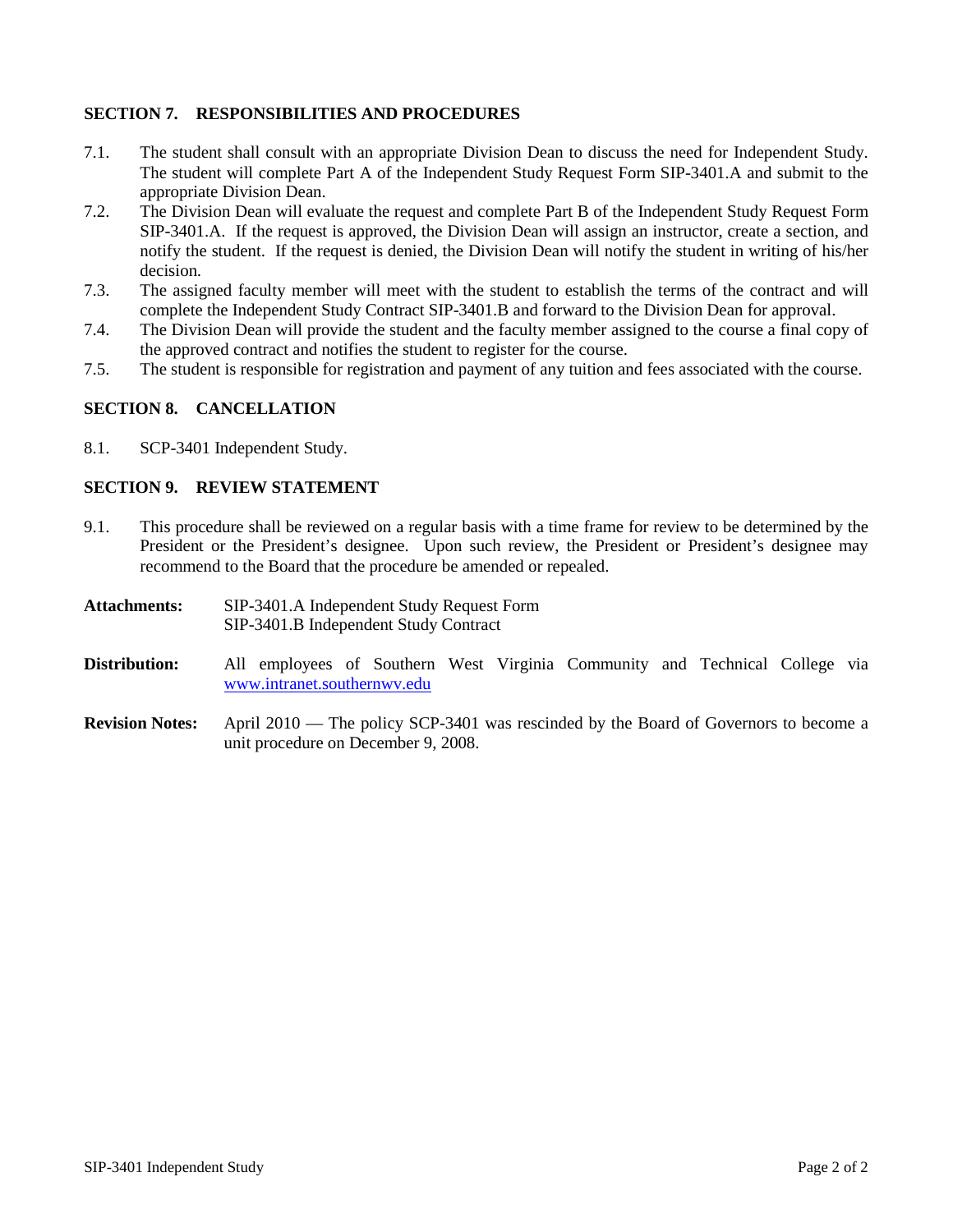## SECTION 7. RESPONSIBILITIES AND PROCEDURES

7.1. The student shall consult with an appropriate Division Dean to discuss the need for Independent Study. The student will complete Part A of the Independent Study Request Form SIP-3401.A and submit to the appropriate Division Dean.

7.2. The Division Dean will evaluate the request and complete Part B of the Independent Study Request Form SIP-3401.A. If the request is approved, the Division Dean will assign an instructor, create a section, and notify the student. If the request is denied, the Division Dean will notify the student in writing of his/her decision.

7.3. The assigned faculty member will meet with the student to establish the terms of the contract and will complete the Independent Study Contract SIP-3401.B and forward to the Division Dean for approval.

7.4. The Division Dean will provide the student and the faculty member assigned to the course a final copy of the approved contract and notifies the student to register for the course.

7.5. The student is responsible for registration and payment of any tuition and fees associated with the course.

## SECTION 8. CANCELLATION

8.1. SCP-3401 Independent Study.

## SECTION 9. REVIEW STATEMENT

9.1. This procedure shall be reviewed on a regular basis with a time frame for review to be determined by the President or the President's designee. Upon such review, the President or President's designee may recommend to the Board that the procedure be amended or repealed.

**Attachments:** SIP-3401.A Independent Study Request Form
SIP-3401.B Independent Study Contract

**Distribution:** All employees of Southern West Virginia Community and Technical College via www.intranet.southernwv.edu

**Revision Notes:** April 2010 — The policy SCP-3401 was rescinded by the Board of Governors to become a unit procedure on December 9, 2008.